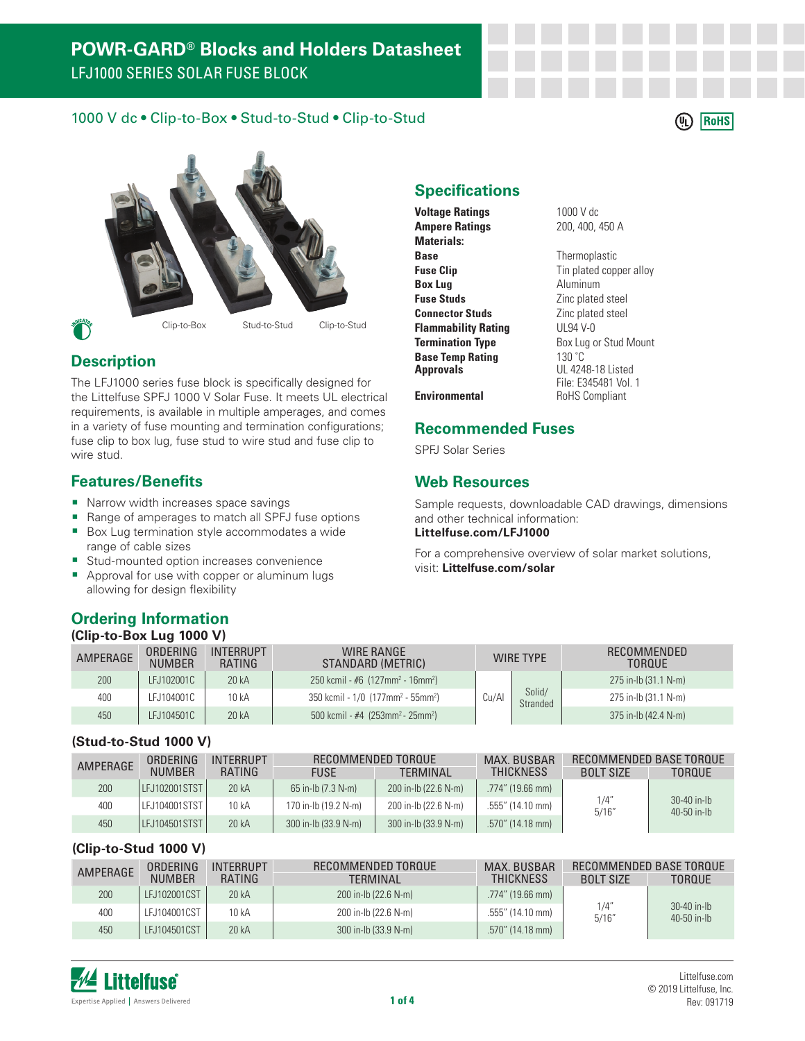# POWR-GARD® Blocks and Holders Datasheet

LFJ1000 SERIES SOLAR FUSE BLOCK

1000 V dc • Clip-to-Box • Stud-to-Stud • Clip-to-Stud

Clip-to-Box    Stud-to-Stud    Clip-to-Stud

## Description

The LFJ1000 series fuse block is specifically designed for the Littelfuse SPFJ 1000 V Solar Fuse. It meets UL electrical requirements, is available in multiple amperages, and comes in a variety of fuse mounting and termination configurations; fuse clip to box lug, fuse stud to wire stud and fuse clip to wire stud.

## Features/Benefits

- Narrow width increases space savings
- Range of amperages to match all SPFJ fuse options
- Box Lug termination style accommodates a wide range of cable sizes
- Stud-mounted option increases convenience
- Approval for use with copper or aluminum lugs allowing for design flexibility

## Specifications

| | |
|---|---|
| **Voltage Ratings** | 1000 V dc |
| **Ampere Ratings** | 200, 400, 450 A |
| **Materials:** | |
| **Base** | Thermoplastic |
| **Fuse Clip** | Tin plated copper alloy |
| **Box Lug** | Aluminum |
| **Fuse Studs** | Zinc plated steel |
| **Connector Studs** | Zinc plated steel |
| **Flammability Rating** | UL94 V-0 |
| **Termination Type** | Box Lug or Stud Mount |
| **Base Temp Rating** | 130 °C |
| **Approvals** | UL 4248-18 Listed File: E345481 Vol. 1 |
| **Environmental** | RoHS Compliant |

## Recommended Fuses

SPFJ Solar Series

## Web Resources

Sample requests, downloadable CAD drawings, dimensions and other technical information:
**Littelfuse.com/LFJ1000**

For a comprehensive overview of solar market solutions, visit: **Littelfuse.com/solar**

## Ordering Information

### (Clip-to-Box Lug 1000 V)

| AMPERAGE | ORDERING NUMBER | INTERRUPT RATING | WIRE RANGE STANDARD (METRIC) | WIRE TYPE | | RECOMMENDED TORQUE |
|---|---|---|---|---|---|---|
| 200 | LFJ102001C | 20 kA | 250 kcmil - #6 (127mm² - 16mm²) | Cu/Al | Solid/ Stranded | 275 in-lb (31.1 N-m) |
| 400 | LFJ104001C | 10 kA | 350 kcmil - 1/0 (177mm² - 55mm²) | | | 275 in-lb (31.1 N-m) |
| 450 | LFJ104501C | 20 kA | 500 kcmil - #4 (253mm² - 25mm²) | | | 375 in-lb (42.4 N-m) |

### (Stud-to-Stud 1000 V)

| AMPERAGE | ORDERING NUMBER | INTERRUPT RATING | RECOMMENDED TORQUE | | MAX. BUSBAR THICKNESS | RECOMMENDED BASE TORQUE | |
|---|---|---|---|---|---|---|---|
| | | | FUSE | TERMINAL | | BOLT SIZE | TORQUE |
| 200 | LFJ102001STST | 20 kA | 65 in-lb (7.3 N-m) | 200 in-lb (22.6 N-m) | .774" (19.66 mm) | 1/4" 5/16" | 30-40 in-lb 40-50 in-lb |
| 400 | LFJ104001STST | 10 kA | 170 in-lb (19.2 N-m) | 200 in-lb (22.6 N-m) | .555" (14.10 mm) | | |
| 450 | LFJ104501STST | 20 kA | 300 in-lb (33.9 N-m) | 300 in-lb (33.9 N-m) | .570" (14.18 mm) | | |

### (Clip-to-Stud 1000 V)

| AMPERAGE | ORDERING NUMBER | INTERRUPT RATING | RECOMMENDED TORQUE | MAX. BUSBAR THICKNESS | RECOMMENDED BASE TORQUE | |
|---|---|---|---|---|---|---|
| | | | TERMINAL | | BOLT SIZE | TORQUE |
| 200 | LFJ102001CST | 20 kA | 200 in-lb (22.6 N-m) | .774" (19.66 mm) | 1/4" 5/16" | 30-40 in-lb 40-50 in-lb |
| 400 | LFJ104001CST | 10 kA | 200 in-lb (22.6 N-m) | .555" (14.10 mm) | | |
| 450 | LFJ104501CST | 20 kA | 300 in-lb (33.9 N-m) | .570" (14.18 mm) | | |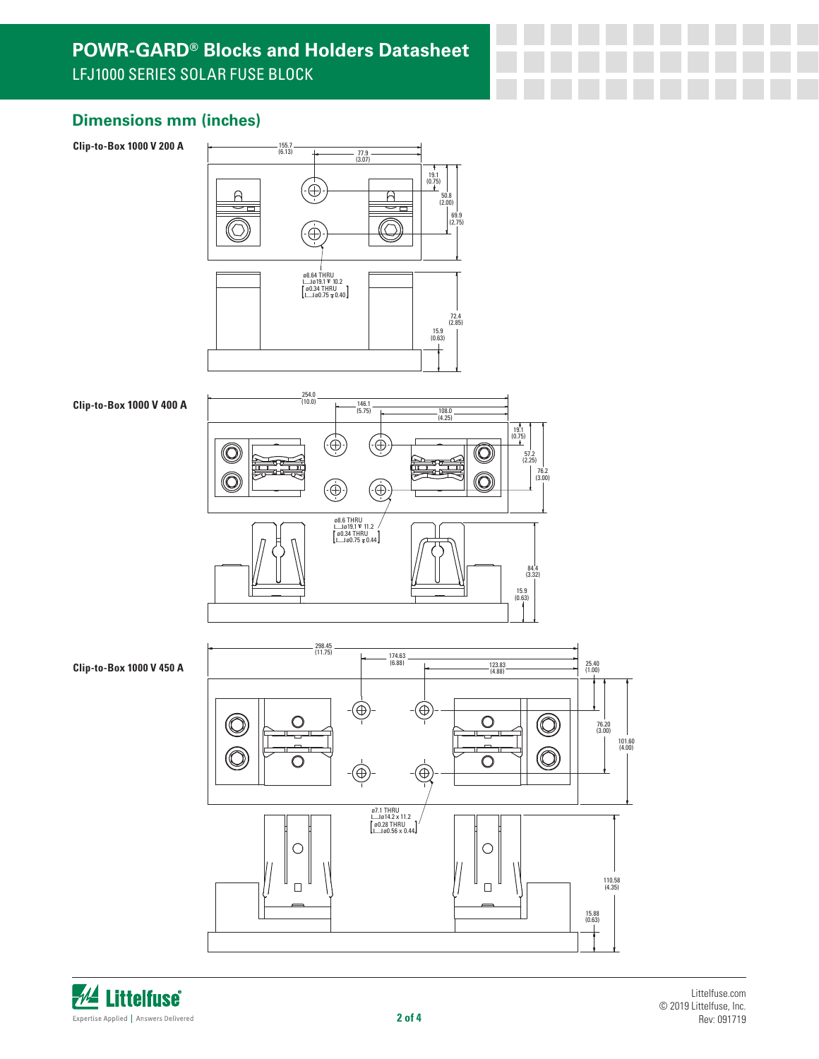## Dimensions mm (inches)

**Clip-to-Box 1000 V 200 A**

155.7
(6.13)
77.9
(3.07)
19.1
(0.75)
50.8
(2.00)
69.9
(2.75)
ø8.64 THRU
⌴ø19.1 ⊽ 10.2
[ø0.34 THRU
⌴ø0.75 ⊽ 0.40]
72.4
(2.85)
15.9
(0.63)

**Clip-to-Box 1000 V 400 A**

254.0
(10.0)
146.1
(5.75)
108.0
(4.25)
19.1
(0.75)
57.2
(2.25)
76.2
(3.00)
ø8.6 THRU
⌴ø19.1 ⊽ 11.2
[ø0.34 THRU
⌴ø0.75 ⊽ 0.44]
84.4
(3.32)
15.9
(0.63)

**Clip-to-Box 1000 V 450 A**

298.45
(11.75)
174.63
(6.88)
123.83
(4.88)
25.40
(1.00)
76.20
(3.00)
101.60
(4.00)
ø7.1 THRU
⌴ø14.2 x 11.2
[ø0.28 THRU
⌴ø0.56 x 0.44]
110.58
(4.35)
15.88
(0.63)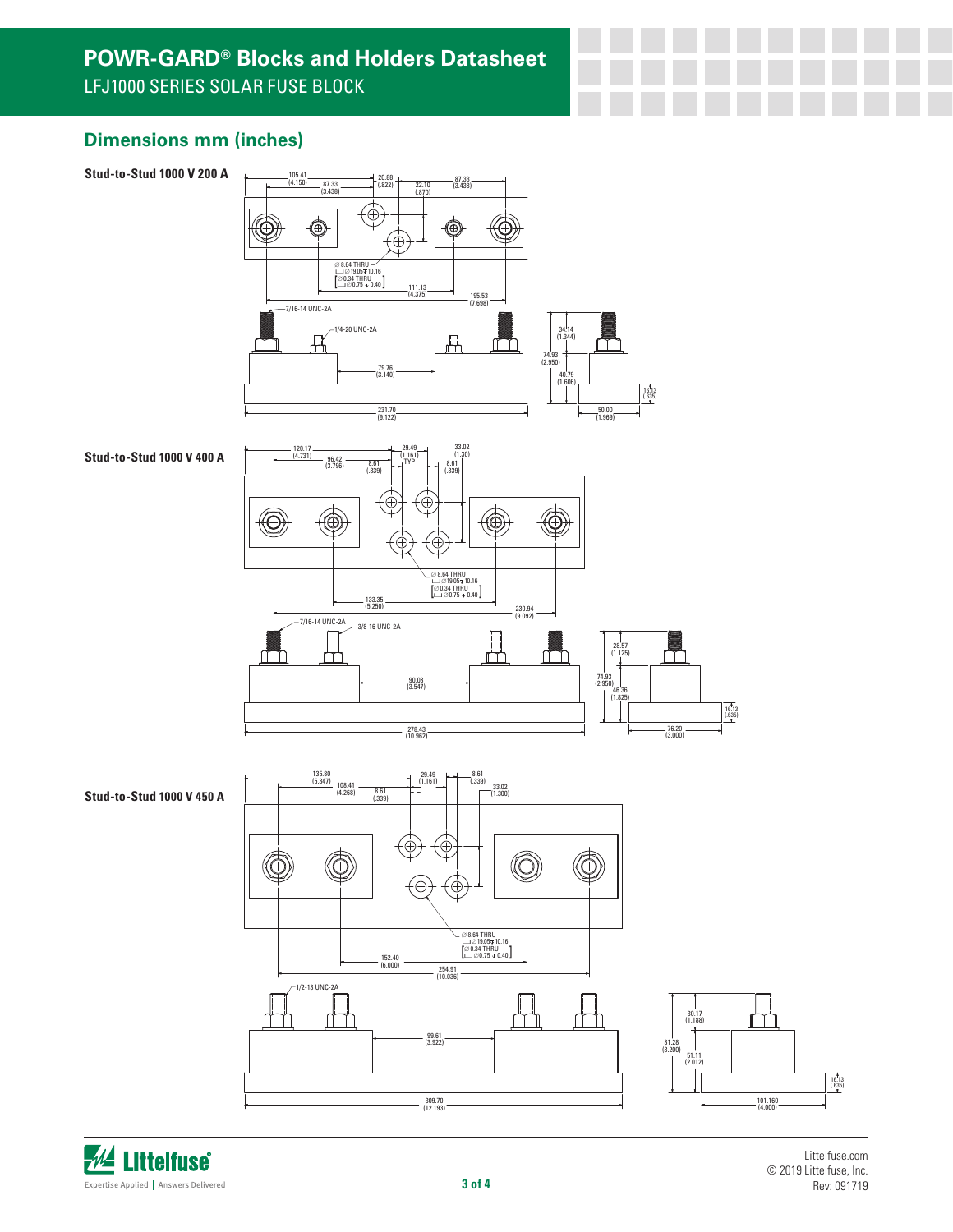## Dimensions mm (inches)

**Stud-to-Stud 1000 V 200 A**

105.41 (4.150)
87.33 (3.438)
20.88 (.822)
22.10 (.870)
87.33 (3.438)
Ø 8.64 THRU
⌴ Ø19.05 ↧ 10.16
[Ø 0.34 THRU
⌴ Ø0.75 ↧ 0.40]
111.13 (4.375)
195.53 (7.698)
7/16-14 UNC-2A
1/4-20 UNC-2A
79.76 (3.140)
231.70 (9.122)
34.14 (1.344)
74.93 (2.950)
40.79 (1.606)
16.13 (.635)
50.00 (1.969)

**Stud-to-Stud 1000 V 400 A**

120.17 (4.731)
96.42 (3.796)
8.61 (.339)
29.49 (1.161) TYP
33.02 (1.30)
8.61 (.339)
Ø 8.64 THRU
⌴ Ø19.05 ↧ 10.16
[Ø 0.34 THRU
⌴ Ø0.75 ↧ 0.40]
133.35 (5.250)
230.94 (9.092)
7/16-14 UNC-2A
3/8-16 UNC-2A
90.08 (3.547)
278.43 (10.962)
28.57 (1.125)
74.93 (2.950)
46.36 (1.825)
16.13 (.635)
76.20 (3.000)

**Stud-to-Stud 1000 V 450 A**

135.80 (5.347)
108.41 (4.268)
8.61 (.339)
29.49 (1.161)
8.61 (.339)
33.02 (1.300)
Ø 8.64 THRU
⌴ Ø19.05 ↧ 10.16
[Ø 0.34 THRU
⌴ Ø0.75 ↧ 0.40]
152.40 (6.000)
254.91 (10.036)
1/2-13 UNC-2A
99.61 (3.922)
309.70 (12.193)
30.17 (1.188)
81.28 (3.200)
51.11 (2.012)
16.13 (.635)
101.160 (4.000)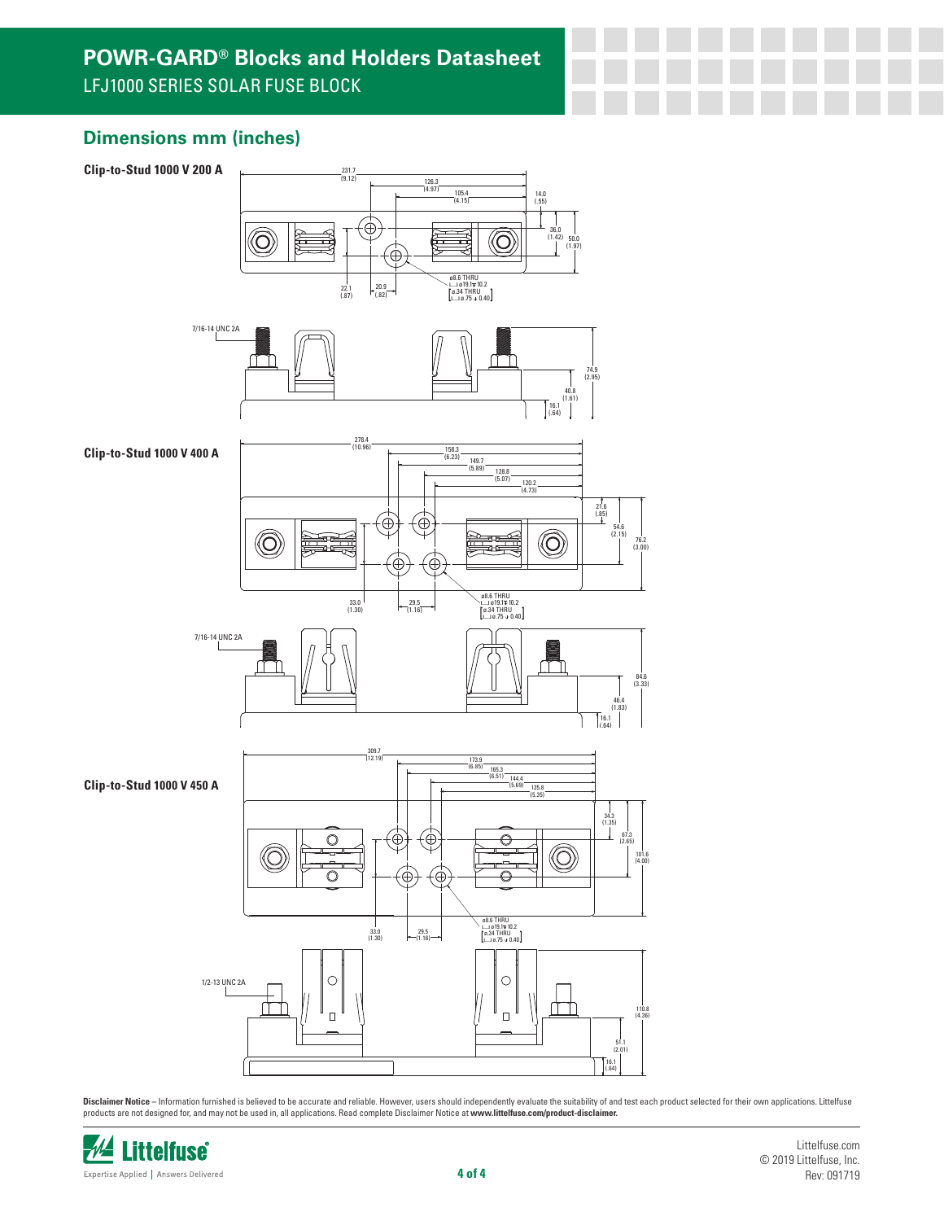## Dimensions mm (inches)

**Clip-to-Stud 1000 V 200 A**

231.7
(9.12)
126.3
(4.97)
105.4
(4.15)
14.0
(.55)
36.0
(1.42)
50.0
(1.97)
22.1
(.87)
20.9
(.82)
ø8.6 THRU
⌴ ø19.1 ↧ 10.2
[ø.34 THRU
⌴ ø.75 ↧ 0.40]

7/16-14 UNC 2A
74.9
(2.95)
40.8
(1.61)
16.1
(.64)

**Clip-to-Stud 1000 V 400 A**

278.4
(10.96)
158.3
(6.23)
149.7
(5.89)
128.8
(5.07)
120.2
(4.73)
21.6
(.85)
54.6
(2.15)
76.2
(3.00)
33.0
(1.30)
29.5
(1.16)
ø8.6 THRU
⌴ ø19.1 ↧ 10.2
[ø.34 THRU
⌴ ø.75 ↧ 0.40]

7/16-14 UNC 2A
84.6
(3.33)
46.4
(1.83)
16.1
(.64)

**Clip-to-Stud 1000 V 450 A**

309.7
(12.19)
173.9
(6.85)
165.3
(6.51)
144.4
(5.69)
135.8
(5.35)
34.3
(1.35)
67.3
(2.65)
101.6
(4.00)
33.0
(1.30)
29.5
(1.16)
ø8.6 THRU
⌴ ø19.1 ↧ 10.2
[ø.34 THRU
⌴ ø.75 ↧ 0.40]

1/2-13 UNC 2A
110.8
(4.36)
51.1
(2.01)
16.1
(.64)

**Disclaimer Notice** – Information furnished is believed to be accurate and reliable. However, users should independently evaluate the suitability of and test each product selected for their own applications. Littelfuse products are not designed for, and may not be used in, all applications. Read complete Disclaimer Notice at **www.littelfuse.com/product-disclaimer.**